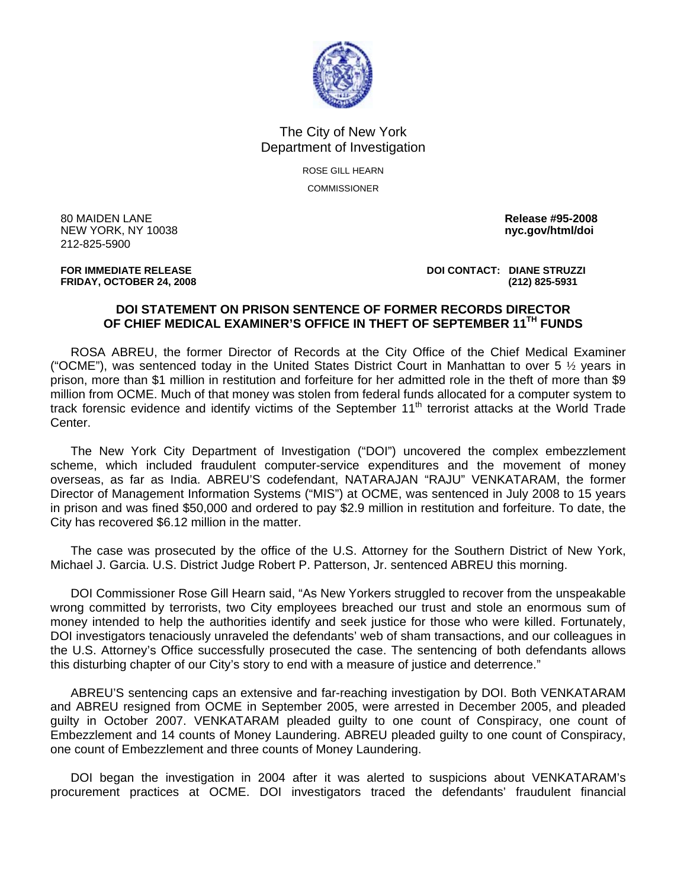The City of New York
Department of Investigation

ROSE GILL HEARN

COMMISSIONER

80 MAIDEN LANE
NEW YORK, NY 10038
212-825-5900

**Release #95-2008**
**nyc.gov/html/doi**

**FOR IMMEDIATE RELEASE**
**FRIDAY, OCTOBER 24, 2008**

**DOI CONTACT: DIANE STRUZZI**
**(212) 825-5931**

## DOI STATEMENT ON PRISON SENTENCE OF FORMER RECORDS DIRECTOR OF CHIEF MEDICAL EXAMINER'S OFFICE IN THEFT OF SEPTEMBER 11TH FUNDS

ROSA ABREU, the former Director of Records at the City Office of the Chief Medical Examiner ("OCME"), was sentenced today in the United States District Court in Manhattan to over 5 ½ years in prison, more than $1 million in restitution and forfeiture for her admitted role in the theft of more than $9 million from OCME. Much of that money was stolen from federal funds allocated for a computer system to track forensic evidence and identify victims of the September 11th terrorist attacks at the World Trade Center.

The New York City Department of Investigation ("DOI") uncovered the complex embezzlement scheme, which included fraudulent computer-service expenditures and the movement of money overseas, as far as India. ABREU'S codefendant, NATARAJAN "RAJU" VENKATARAM, the former Director of Management Information Systems ("MIS") at OCME, was sentenced in July 2008 to 15 years in prison and was fined $50,000 and ordered to pay $2.9 million in restitution and forfeiture. To date, the City has recovered $6.12 million in the matter.

The case was prosecuted by the office of the U.S. Attorney for the Southern District of New York, Michael J. Garcia. U.S. District Judge Robert P. Patterson, Jr. sentenced ABREU this morning.

DOI Commissioner Rose Gill Hearn said, "As New Yorkers struggled to recover from the unspeakable wrong committed by terrorists, two City employees breached our trust and stole an enormous sum of money intended to help the authorities identify and seek justice for those who were killed. Fortunately, DOI investigators tenaciously unraveled the defendants' web of sham transactions, and our colleagues in the U.S. Attorney's Office successfully prosecuted the case. The sentencing of both defendants allows this disturbing chapter of our City's story to end with a measure of justice and deterrence."

ABREU'S sentencing caps an extensive and far-reaching investigation by DOI. Both VENKATARAM and ABREU resigned from OCME in September 2005, were arrested in December 2005, and pleaded guilty in October 2007. VENKATARAM pleaded guilty to one count of Conspiracy, one count of Embezzlement and 14 counts of Money Laundering. ABREU pleaded guilty to one count of Conspiracy, one count of Embezzlement and three counts of Money Laundering.

DOI began the investigation in 2004 after it was alerted to suspicions about VENKATARAM's procurement practices at OCME. DOI investigators traced the defendants' fraudulent financial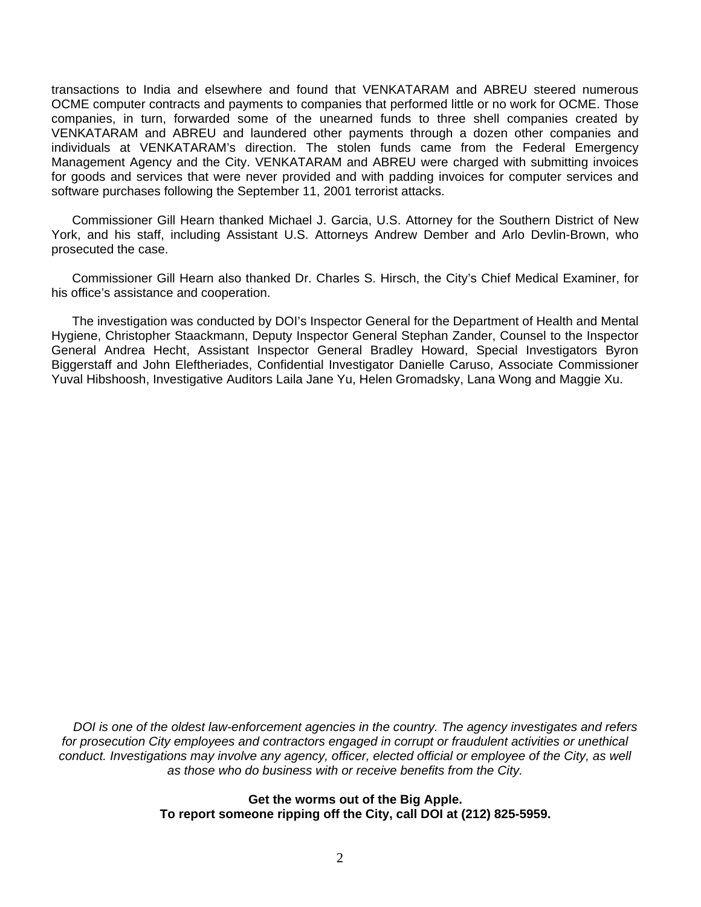transactions to India and elsewhere and found that VENKATARAM and ABREU steered numerous OCME computer contracts and payments to companies that performed little or no work for OCME. Those companies, in turn, forwarded some of the unearned funds to three shell companies created by VENKATARAM and ABREU and laundered other payments through a dozen other companies and individuals at VENKATARAM's direction. The stolen funds came from the Federal Emergency Management Agency and the City. VENKATARAM and ABREU were charged with submitting invoices for goods and services that were never provided and with padding invoices for computer services and software purchases following the September 11, 2001 terrorist attacks.

Commissioner Gill Hearn thanked Michael J. Garcia, U.S. Attorney for the Southern District of New York, and his staff, including Assistant U.S. Attorneys Andrew Dember and Arlo Devlin-Brown, who prosecuted the case.

Commissioner Gill Hearn also thanked Dr. Charles S. Hirsch, the City's Chief Medical Examiner, for his office's assistance and cooperation.

The investigation was conducted by DOI's Inspector General for the Department of Health and Mental Hygiene, Christopher Staackmann, Deputy Inspector General Stephan Zander, Counsel to the Inspector General Andrea Hecht, Assistant Inspector General Bradley Howard, Special Investigators Byron Biggerstaff and John Eleftheriades, Confidential Investigator Danielle Caruso, Associate Commissioner Yuval Hibshoosh, Investigative Auditors Laila Jane Yu, Helen Gromadsky, Lana Wong and Maggie Xu.

*DOI is one of the oldest law-enforcement agencies in the country. The agency investigates and refers for prosecution City employees and contractors engaged in corrupt or fraudulent activities or unethical conduct. Investigations may involve any agency, officer, elected official or employee of the City, as well as those who do business with or receive benefits from the City.*

**Get the worms out of the Big Apple.**
**To report someone ripping off the City, call DOI at (212) 825-5959.**